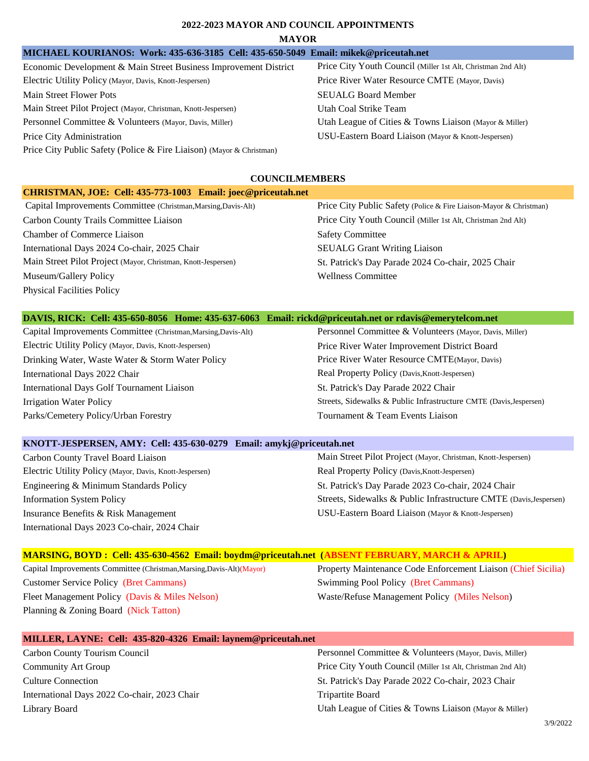# 2022-2023 MAYOR AND COUNCIL APPOINTMENTS

## MAYOR

**MICHAEL KOURIANOS: Work: 435-636-3185 Cell: 435-650-5049 Email: mikek@priceutah.net**

- Economic Development & Main Street Business Improvement District
- Electric Utility Policy (Mayor, Davis, Knott-Jespersen)
- Main Street Flower Pots
- Main Street Pilot Project (Mayor, Christman, Knott-Jespersen)
- Personnel Committee & Volunteers (Mayor, Davis, Miller)
- Price City Administration
- Price City Public Safety (Police & Fire Liaison) (Mayor & Christman)
- Price City Youth Council (Miller 1st Alt, Christman 2nd Alt)
- Price River Water Resource CMTE (Mayor, Davis)
- SEUALG Board Member
- Utah Coal Strike Team
- Utah League of Cities & Towns Liaison (Mayor & Miller)
- USU-Eastern Board Liaison (Mayor & Knott-Jespersen)

## COUNCILMEMBERS

**CHRISTMAN, JOE: Cell: 435-773-1003 Email: joec@priceutah.net**

- Capital Improvements Committee (Christman,Marsing,Davis-Alt)
- Carbon County Trails Committee Liaison
- Chamber of Commerce Liaison
- International Days 2024 Co-chair, 2025 Chair
- Main Street Pilot Project (Mayor, Christman, Knott-Jespersen)
- Museum/Gallery Policy
- Physical Facilities Policy
- Price City Public Safety (Police & Fire Liaison-Mayor & Christman)
- Price City Youth Council (Miller 1st Alt, Christman 2nd Alt)
- Safety Committee
- SEUALG Grant Writing Liaison
- St. Patrick's Day Parade 2024 Co-chair, 2025 Chair
- Wellness Committee

**DAVIS, RICK: Cell: 435-650-8056 Home: 435-637-6063 Email: rickd@priceutah.net or rdavis@emerytelcom.net**

- Capital Improvements Committee (Christman,Marsing,Davis-Alt)
- Electric Utility Policy (Mayor, Davis, Knott-Jespersen)
- Drinking Water, Waste Water & Storm Water Policy
- International Days 2022 Chair
- International Days Golf Tournament Liaison
- Irrigation Water Policy
- Parks/Cemetery Policy/Urban Forestry
- Personnel Committee & Volunteers (Mayor, Davis, Miller)
- Price River Water Improvement District Board
- Price River Water Resource CMTE(Mayor, Davis)
- Real Property Policy (Davis,Knott-Jespersen)
- St. Patrick's Day Parade 2022 Chair
- Streets, Sidewalks & Public Infrastructure CMTE (Davis,Jespersen)
- Tournament & Team Events Liaison

**KNOTT-JESPERSEN, AMY: Cell: 435-630-0279 Email: amykj@priceutah.net**

- Carbon County Travel Board Liaison
- Electric Utility Policy (Mayor, Davis, Knott-Jespersen)
- Engineering & Minimum Standards Policy
- Information System Policy
- Insurance Benefits & Risk Management
- International Days 2023 Co-chair, 2024 Chair
- Main Street Pilot Project (Mayor, Christman, Knott-Jespersen)
- Real Property Policy (Davis,Knott-Jespersen)
- St. Patrick's Day Parade 2023 Co-chair, 2024 Chair
- Streets, Sidewalks & Public Infrastructure CMTE (Davis,Jespersen)
- USU-Eastern Board Liaison (Mayor & Knott-Jespersen)

**MARSING, BOYD : Cell: 435-630-4562 Email: boydm@priceutah.net (ABSENT FEBRUARY, MARCH & APRIL)**

- Capital Improvements Committee (Christman,Marsing,Davis-Alt)(Mayor)
- Customer Service Policy (Bret Cammans)
- Fleet Management Policy (Davis & Miles Nelson)
- Planning & Zoning Board (Nick Tatton)
- Property Maintenance Code Enforcement Liaison (Chief Sicilia)
- Swimming Pool Policy (Bret Cammans)
- Waste/Refuse Management Policy (Miles Nelson)

**MILLER, LAYNE: Cell: 435-820-4326 Email: laynem@priceutah.net**

- Carbon County Tourism Council
- Community Art Group
- Culture Connection
- International Days 2022 Co-chair, 2023 Chair
- Library Board
- Personnel Committee & Volunteers (Mayor, Davis, Miller)
- Price City Youth Council (Miller 1st Alt, Christman 2nd Alt)
- St. Patrick's Day Parade 2022 Co-chair, 2023 Chair
- Tripartite Board
- Utah League of Cities & Towns Liaison (Mayor & Miller)

3/9/2022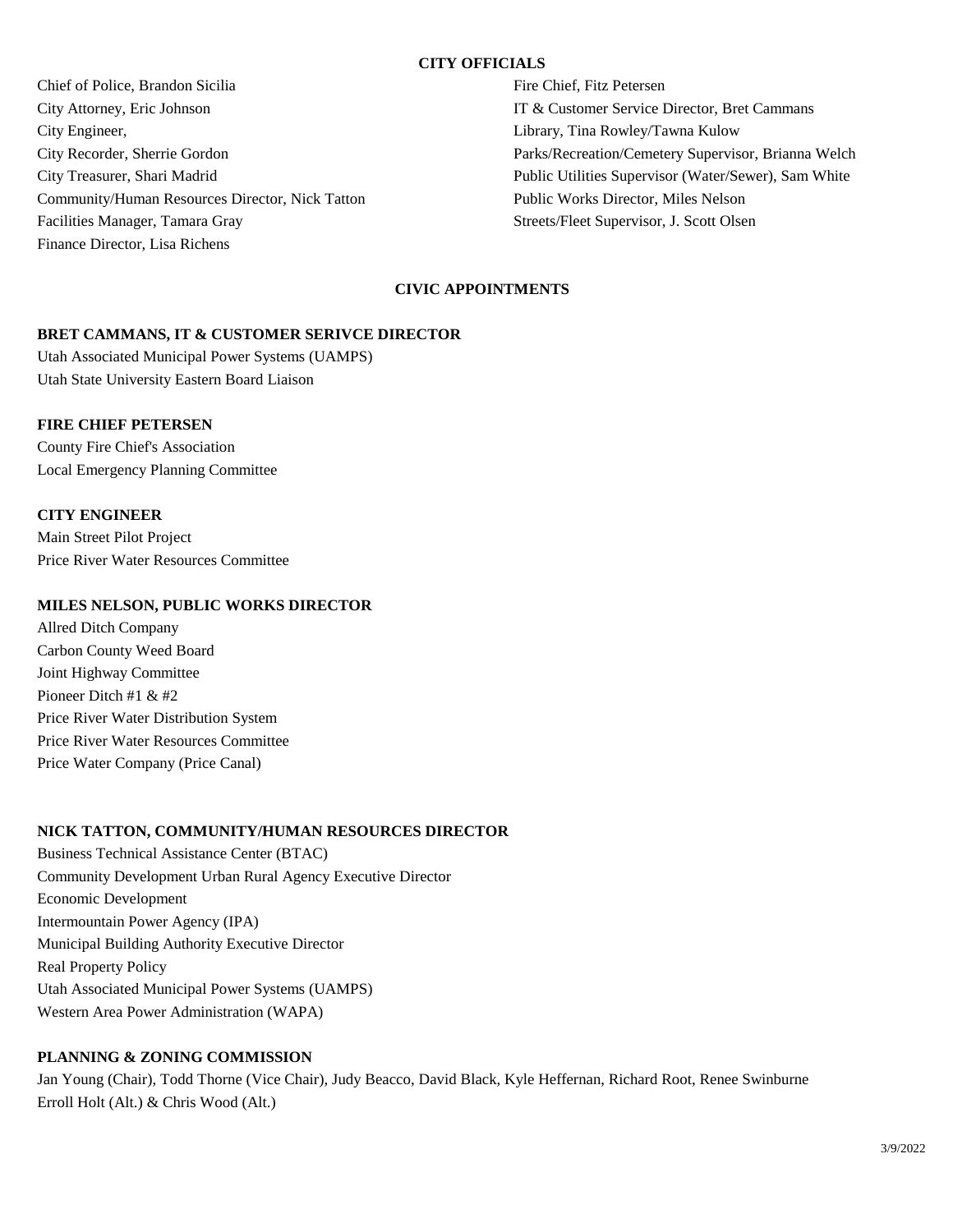## CITY OFFICIALS

Chief of Police, Brandon Sicilia
City Attorney, Eric Johnson
City Engineer,
City Recorder, Sherrie Gordon
City Treasurer, Shari Madrid
Community/Human Resources Director, Nick Tatton
Facilities Manager, Tamara Gray
Finance Director, Lisa Richens

Fire Chief, Fitz Petersen
IT & Customer Service Director, Bret Cammans
Library, Tina Rowley/Tawna Kulow
Parks/Recreation/Cemetery Supervisor, Brianna Welch
Public Utilities Supervisor (Water/Sewer), Sam White
Public Works Director, Miles Nelson
Streets/Fleet Supervisor, J. Scott Olsen

## CIVIC APPOINTMENTS

**BRET CAMMANS, IT & CUSTOMER SERIVCE DIRECTOR**

Utah Associated Municipal Power Systems (UAMPS)
Utah State University Eastern Board Liaison

**FIRE CHIEF PETERSEN**

County Fire Chief's Association
Local Emergency Planning Committee

**CITY ENGINEER**

Main Street Pilot Project
Price River Water Resources Committee

**MILES NELSON, PUBLIC WORKS DIRECTOR**

Allred Ditch Company
Carbon County Weed Board
Joint Highway Committee
Pioneer Ditch #1 & #2
Price River Water Distribution System
Price River Water Resources Committee
Price Water Company (Price Canal)

**NICK TATTON, COMMUNITY/HUMAN RESOURCES DIRECTOR**

Business Technical Assistance Center (BTAC)
Community Development Urban Rural Agency Executive Director
Economic Development
Intermountain Power Agency (IPA)
Municipal Building Authority Executive Director
Real Property Policy
Utah Associated Municipal Power Systems (UAMPS)
Western Area Power Administration (WAPA)

**PLANNING & ZONING COMMISSION**

Jan Young (Chair), Todd Thorne (Vice Chair), Judy Beacco, David Black, Kyle Heffernan, Richard Root, Renee Swinburne
Erroll Holt (Alt.) & Chris Wood (Alt.)

3/9/2022